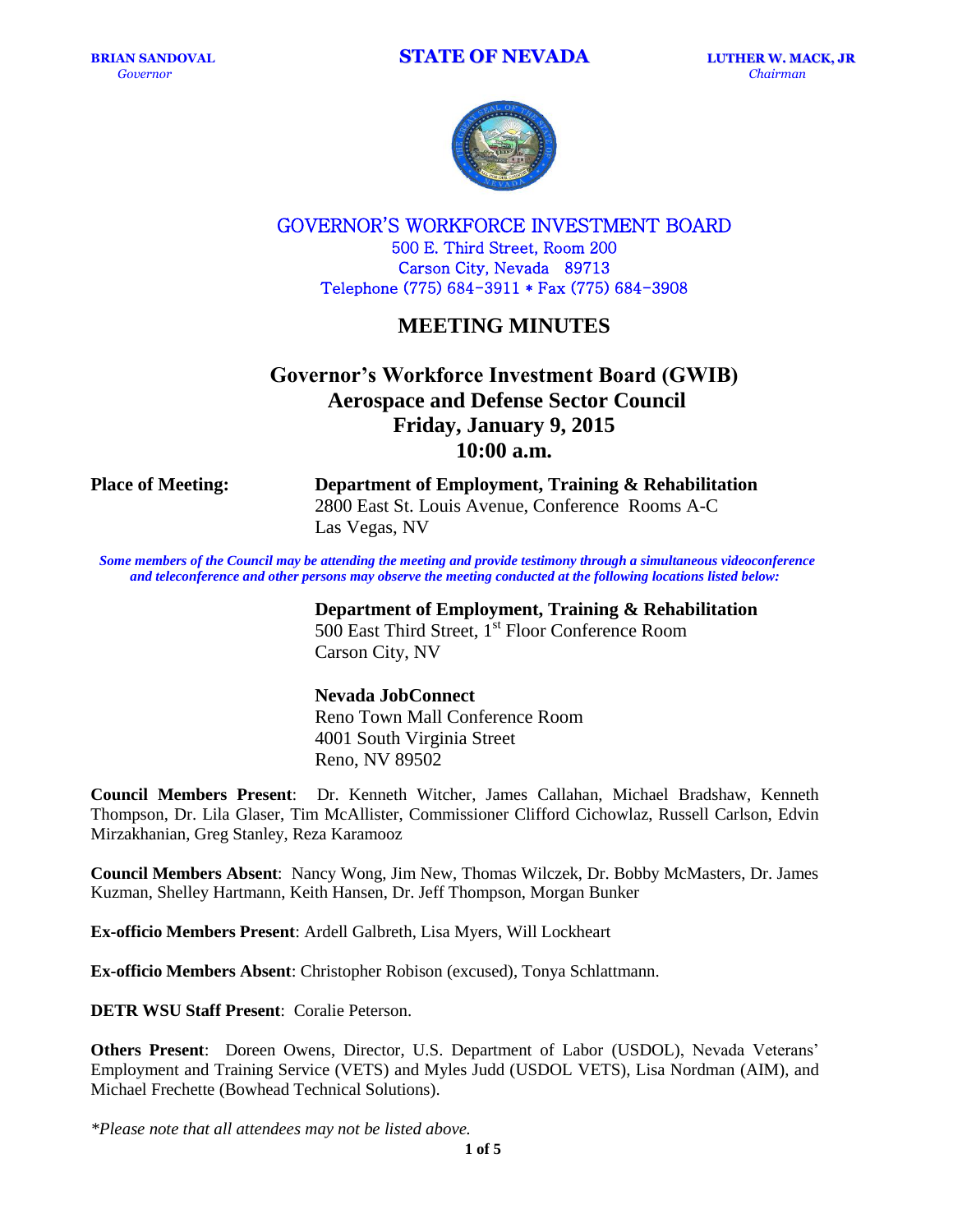**BRIAN SANDOVAL**
*Governor*

**STATE OF NEVADA**

**LUTHER W. MACK, JR**
*Chairman*

GOVERNOR'S WORKFORCE INVESTMENT BOARD
500 E. Third Street, Room 200
Carson City, Nevada 89713
Telephone (775) 684-3911 * Fax (775) 684-3908

# MEETING MINUTES

## Governor's Workforce Investment Board (GWIB)
## Aerospace and Defense Sector Council
## Friday, January 9, 2015
## 10:00 a.m.

**Place of Meeting:** **Department of Employment, Training & Rehabilitation**
2800 East St. Louis Avenue, Conference Rooms A-C
Las Vegas, NV

***Some members of the Council may be attending the meeting and provide testimony through a simultaneous videoconference and teleconference and other persons may observe the meeting conducted at the following locations listed below:***

**Department of Employment, Training & Rehabilitation**
500 East Third Street, 1st Floor Conference Room
Carson City, NV

**Nevada JobConnect**
Reno Town Mall Conference Room
4001 South Virginia Street
Reno, NV 89502

**Council Members Present**: Dr. Kenneth Witcher, James Callahan, Michael Bradshaw, Kenneth Thompson, Dr. Lila Glaser, Tim McAllister, Commissioner Clifford Cichowlaz, Russell Carlson, Edvin Mirzakhanian, Greg Stanley, Reza Karamooz

**Council Members Absent**: Nancy Wong, Jim New, Thomas Wilczek, Dr. Bobby McMasters, Dr. James Kuzman, Shelley Hartmann, Keith Hansen, Dr. Jeff Thompson, Morgan Bunker

**Ex-officio Members Present**: Ardell Galbreth, Lisa Myers, Will Lockheart

**Ex-officio Members Absent**: Christopher Robison (excused), Tonya Schlattmann.

**DETR WSU Staff Present**: Coralie Peterson.

**Others Present**: Doreen Owens, Director, U.S. Department of Labor (USDOL), Nevada Veterans' Employment and Training Service (VETS) and Myles Judd (USDOL VETS), Lisa Nordman (AIM), and Michael Frechette (Bowhead Technical Solutions).

*\*Please note that all attendees may not be listed above.*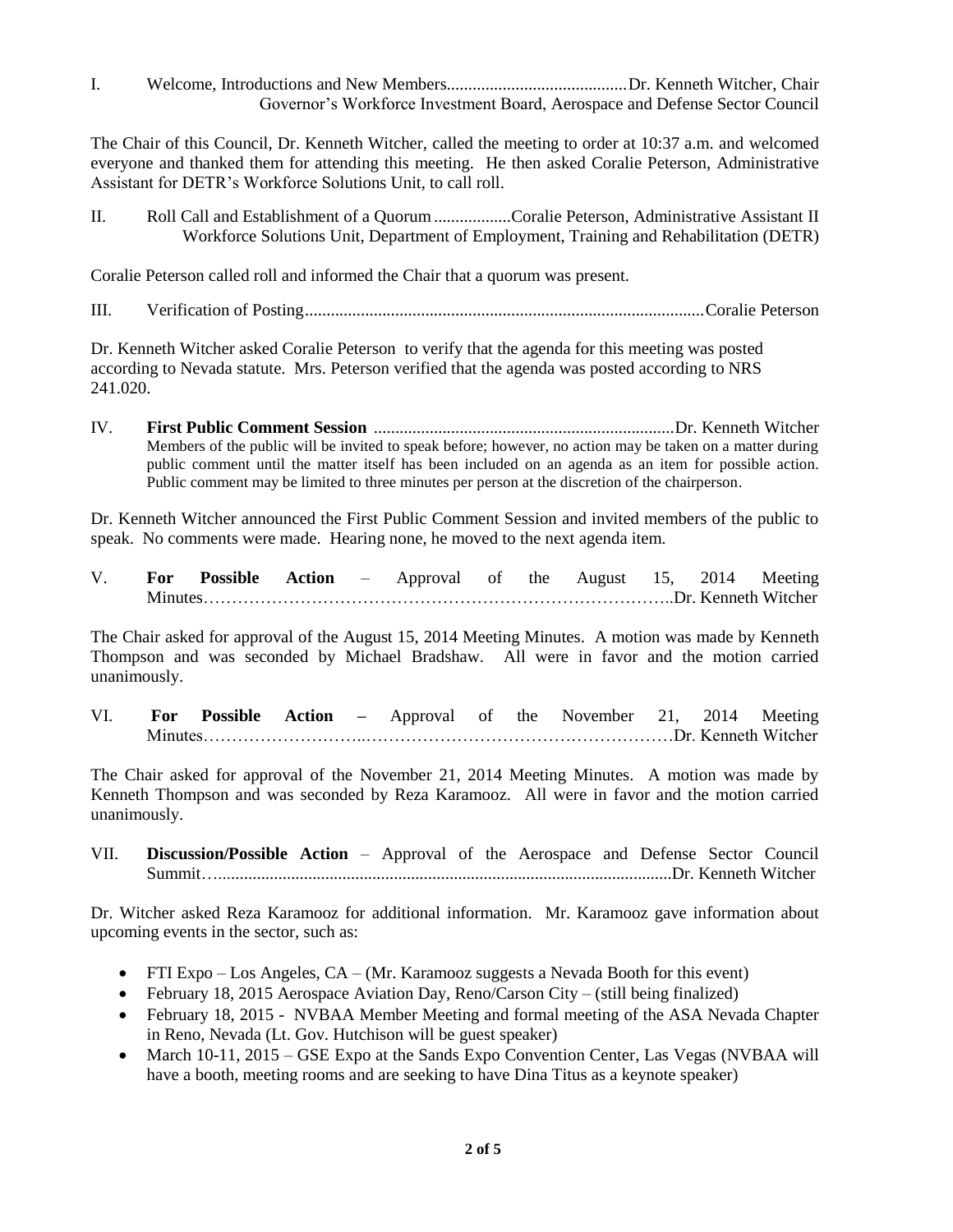I. Welcome, Introductions and New Members..........................................Dr. Kenneth Witcher, Chair
Governor's Workforce Investment Board, Aerospace and Defense Sector Council

The Chair of this Council, Dr. Kenneth Witcher, called the meeting to order at 10:37 a.m. and welcomed everyone and thanked them for attending this meeting. He then asked Coralie Peterson, Administrative Assistant for DETR's Workforce Solutions Unit, to call roll.

II. Roll Call and Establishment of a Quorum ..................Coralie Peterson, Administrative Assistant II
Workforce Solutions Unit, Department of Employment, Training and Rehabilitation (DETR)

Coralie Peterson called roll and informed the Chair that a quorum was present.

III. Verification of Posting............................................................................................Coralie Peterson

Dr. Kenneth Witcher asked Coralie Peterson to verify that the agenda for this meeting was posted according to Nevada statute. Mrs. Peterson verified that the agenda was posted according to NRS 241.020.

IV. **First Public Comment Session** .....................................................................Dr. Kenneth Witcher
Members of the public will be invited to speak before; however, no action may be taken on a matter during public comment until the matter itself has been included on an agenda as an item for possible action. Public comment may be limited to three minutes per person at the discretion of the chairperson.

Dr. Kenneth Witcher announced the First Public Comment Session and invited members of the public to speak. No comments were made. Hearing none, he moved to the next agenda item.

V. **For Possible Action** – Approval of the August 15, 2014 Meeting Minutes………………………………………………………………………..Dr. Kenneth Witcher

The Chair asked for approval of the August 15, 2014 Meeting Minutes. A motion was made by Kenneth Thompson and was seconded by Michael Bradshaw. All were in favor and the motion carried unanimously.

VI. **For Possible Action –** Approval of the November 21, 2014 Meeting Minutes………………………..………………………………………………Dr. Kenneth Witcher

The Chair asked for approval of the November 21, 2014 Meeting Minutes. A motion was made by Kenneth Thompson and was seconded by Reza Karamooz. All were in favor and the motion carried unanimously.

VII. **Discussion/Possible Action** – Approval of the Aerospace and Defense Sector Council Summit…........................................................................................................Dr. Kenneth Witcher

Dr. Witcher asked Reza Karamooz for additional information. Mr. Karamooz gave information about upcoming events in the sector, such as:

- FTI Expo – Los Angeles, CA – (Mr. Karamooz suggests a Nevada Booth for this event)
- February 18, 2015 Aerospace Aviation Day, Reno/Carson City – (still being finalized)
- February 18, 2015 - NVBAA Member Meeting and formal meeting of the ASA Nevada Chapter in Reno, Nevada (Lt. Gov. Hutchison will be guest speaker)
- March 10-11, 2015 – GSE Expo at the Sands Expo Convention Center, Las Vegas (NVBAA will have a booth, meeting rooms and are seeking to have Dina Titus as a keynote speaker)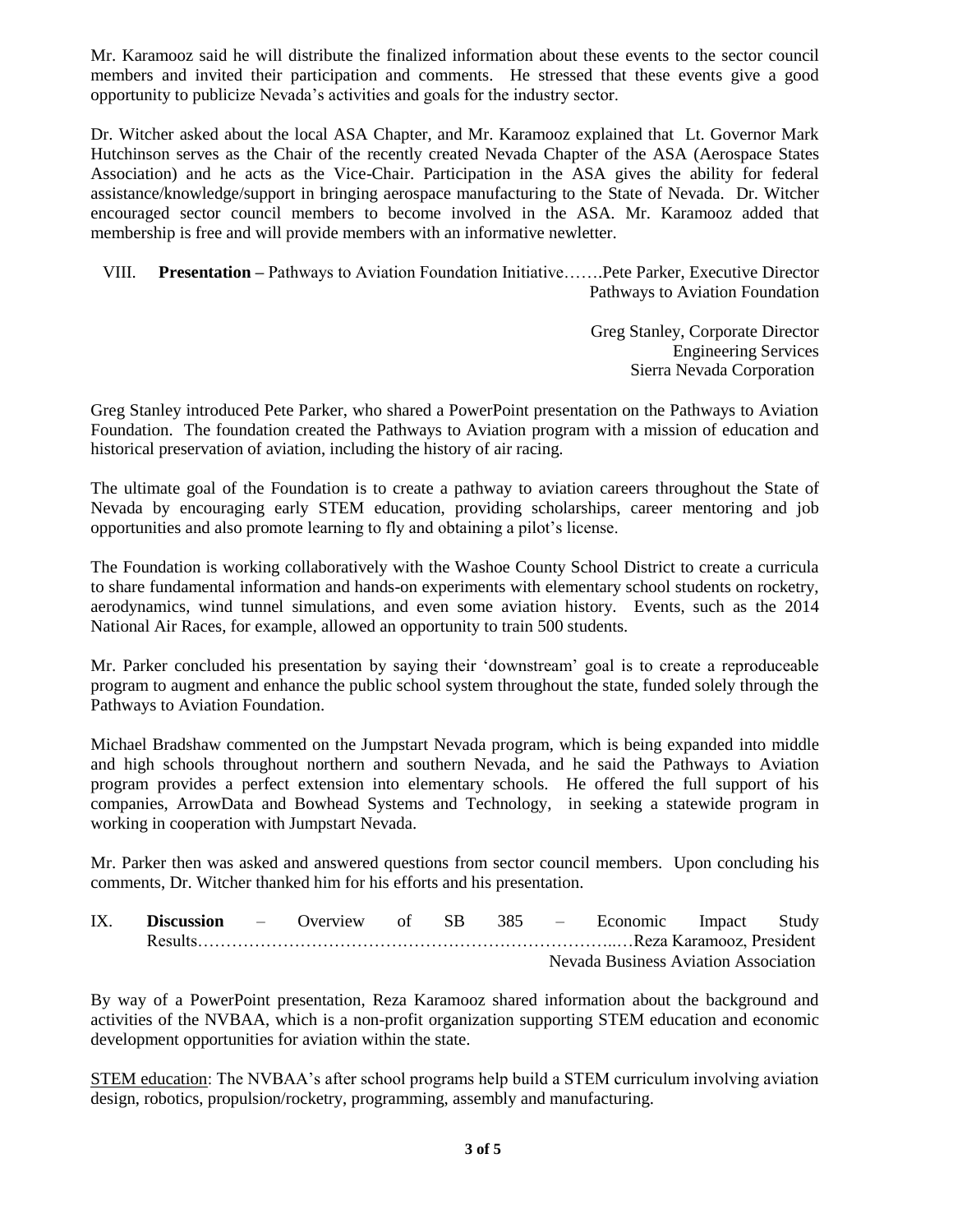Mr. Karamooz said he will distribute the finalized information about these events to the sector council members and invited their participation and comments. He stressed that these events give a good opportunity to publicize Nevada's activities and goals for the industry sector.

Dr. Witcher asked about the local ASA Chapter, and Mr. Karamooz explained that Lt. Governor Mark Hutchinson serves as the Chair of the recently created Nevada Chapter of the ASA (Aerospace States Association) and he acts as the Vice-Chair. Participation in the ASA gives the ability for federal assistance/knowledge/support in bringing aerospace manufacturing to the State of Nevada. Dr. Witcher encouraged sector council members to become involved in the ASA. Mr. Karamooz added that membership is free and will provide members with an informative newletter.

VIII. **Presentation –** Pathways to Aviation Foundation Initiative…….Pete Parker, Executive Director
Pathways to Aviation Foundation

Greg Stanley, Corporate Director
Engineering Services
Sierra Nevada Corporation

Greg Stanley introduced Pete Parker, who shared a PowerPoint presentation on the Pathways to Aviation Foundation. The foundation created the Pathways to Aviation program with a mission of education and historical preservation of aviation, including the history of air racing.

The ultimate goal of the Foundation is to create a pathway to aviation careers throughout the State of Nevada by encouraging early STEM education, providing scholarships, career mentoring and job opportunities and also promote learning to fly and obtaining a pilot's license.

The Foundation is working collaboratively with the Washoe County School District to create a curricula to share fundamental information and hands-on experiments with elementary school students on rocketry, aerodynamics, wind tunnel simulations, and even some aviation history. Events, such as the 2014 National Air Races, for example, allowed an opportunity to train 500 students.

Mr. Parker concluded his presentation by saying their 'downstream' goal is to create a reproduceable program to augment and enhance the public school system throughout the state, funded solely through the Pathways to Aviation Foundation.

Michael Bradshaw commented on the Jumpstart Nevada program, which is being expanded into middle and high schools throughout northern and southern Nevada, and he said the Pathways to Aviation program provides a perfect extension into elementary schools. He offered the full support of his companies, ArrowData and Bowhead Systems and Technology, in seeking a statewide program in working in cooperation with Jumpstart Nevada.

Mr. Parker then was asked and answered questions from sector council members. Upon concluding his comments, Dr. Witcher thanked him for his efforts and his presentation.

IX. **Discussion** – Overview of SB 385 – Economic Impact Study Results……………………………………………………………..…Reza Karamooz, President
Nevada Business Aviation Association

By way of a PowerPoint presentation, Reza Karamooz shared information about the background and activities of the NVBAA, which is a non-profit organization supporting STEM education and economic development opportunities for aviation within the state.

<u>STEM education</u>: The NVBAA's after school programs help build a STEM curriculum involving aviation design, robotics, propulsion/rocketry, programming, assembly and manufacturing.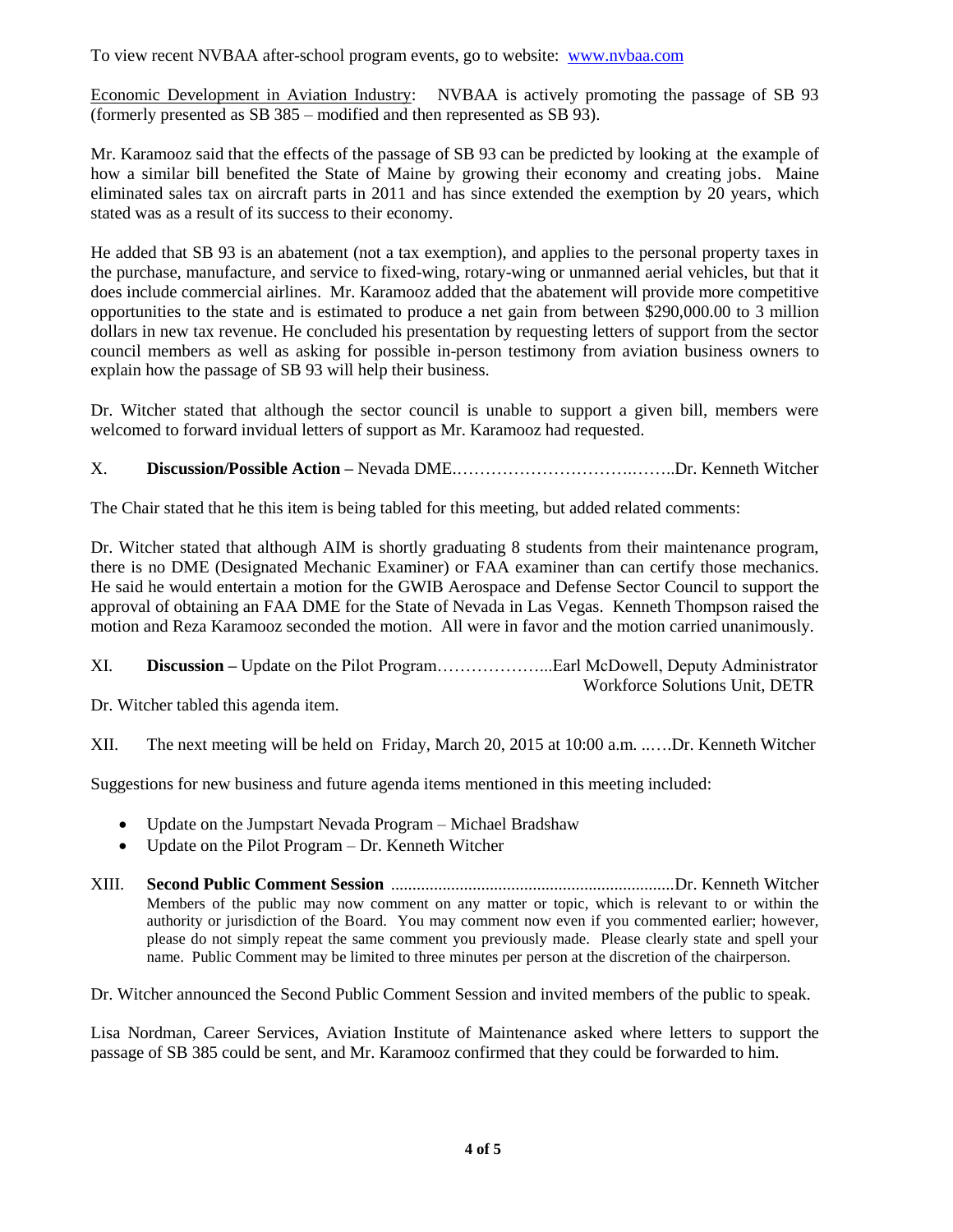To view recent NVBAA after-school program events, go to website: [www.nvbaa.com](http://www.nvbaa.com)

Economic Development in Aviation Industry: NVBAA is actively promoting the passage of SB 93 (formerly presented as SB 385 – modified and then represented as SB 93).

Mr. Karamooz said that the effects of the passage of SB 93 can be predicted by looking at the example of how a similar bill benefited the State of Maine by growing their economy and creating jobs. Maine eliminated sales tax on aircraft parts in 2011 and has since extended the exemption by 20 years, which stated was as a result of its success to their economy.

He added that SB 93 is an abatement (not a tax exemption), and applies to the personal property taxes in the purchase, manufacture, and service to fixed-wing, rotary-wing or unmanned aerial vehicles, but that it does include commercial airlines. Mr. Karamooz added that the abatement will provide more competitive opportunities to the state and is estimated to produce a net gain from between $290,000.00 to 3 million dollars in new tax revenue. He concluded his presentation by requesting letters of support from the sector council members as well as asking for possible in-person testimony from aviation business owners to explain how the passage of SB 93 will help their business.

Dr. Witcher stated that although the sector council is unable to support a given bill, members were welcomed to forward invidual letters of support as Mr. Karamooz had requested.

X. **Discussion/Possible Action –** Nevada DME.…………………………….……..Dr. Kenneth Witcher

The Chair stated that he this item is being tabled for this meeting, but added related comments:

Dr. Witcher stated that although AIM is shortly graduating 8 students from their maintenance program, there is no DME (Designated Mechanic Examiner) or FAA examiner than can certify those mechanics. He said he would entertain a motion for the GWIB Aerospace and Defense Sector Council to support the approval of obtaining an FAA DME for the State of Nevada in Las Vegas. Kenneth Thompson raised the motion and Reza Karamooz seconded the motion. All were in favor and the motion carried unanimously.

XI. **Discussion –** Update on the Pilot Program………………...Earl McDowell, Deputy Administrator Workforce Solutions Unit, DETR

Dr. Witcher tabled this agenda item.

XII. The next meeting will be held on Friday, March 20, 2015 at 10:00 a.m. ..….Dr. Kenneth Witcher

Suggestions for new business and future agenda items mentioned in this meeting included:

- Update on the Jumpstart Nevada Program – Michael Bradshaw
- Update on the Pilot Program – Dr. Kenneth Witcher

XIII. **Second Public Comment Session** ..................................................................Dr. Kenneth Witcher

Members of the public may now comment on any matter or topic, which is relevant to or within the authority or jurisdiction of the Board. You may comment now even if you commented earlier; however, please do not simply repeat the same comment you previously made. Please clearly state and spell your name. Public Comment may be limited to three minutes per person at the discretion of the chairperson.

Dr. Witcher announced the Second Public Comment Session and invited members of the public to speak.

Lisa Nordman, Career Services, Aviation Institute of Maintenance asked where letters to support the passage of SB 385 could be sent, and Mr. Karamooz confirmed that they could be forwarded to him.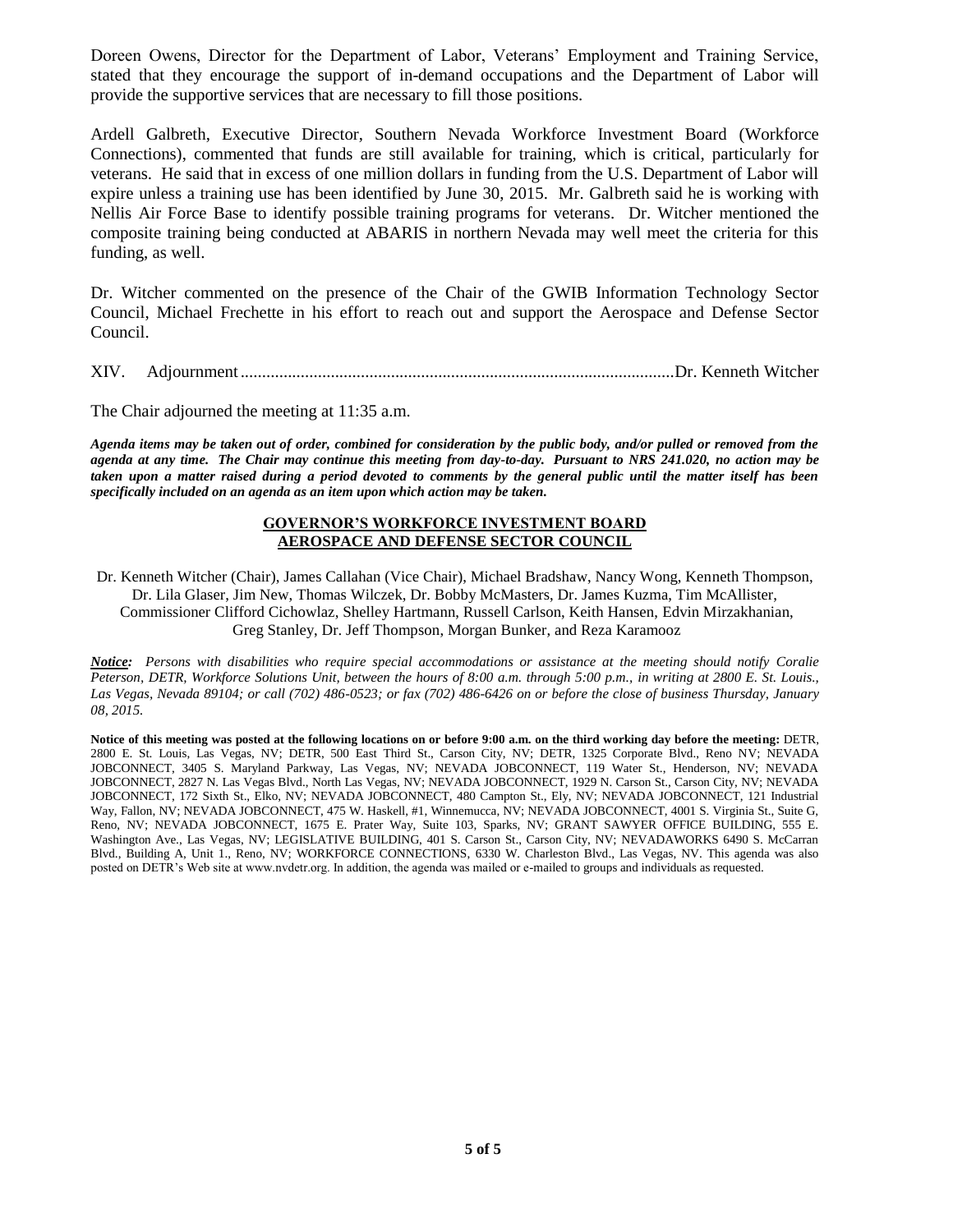Doreen Owens, Director for the Department of Labor, Veterans' Employment and Training Service, stated that they encourage the support of in-demand occupations and the Department of Labor will provide the supportive services that are necessary to fill those positions.

Ardell Galbreth, Executive Director, Southern Nevada Workforce Investment Board (Workforce Connections), commented that funds are still available for training, which is critical, particularly for veterans. He said that in excess of one million dollars in funding from the U.S. Department of Labor will expire unless a training use has been identified by June 30, 2015. Mr. Galbreth said he is working with Nellis Air Force Base to identify possible training programs for veterans. Dr. Witcher mentioned the composite training being conducted at ABARIS in northern Nevada may well meet the criteria for this funding, as well.

Dr. Witcher commented on the presence of the Chair of the GWIB Information Technology Sector Council, Michael Frechette in his effort to reach out and support the Aerospace and Defense Sector Council.

XIV. Adjournment....................................................................................................Dr. Kenneth Witcher

The Chair adjourned the meeting at 11:35 a.m.

***Agenda items may be taken out of order, combined for consideration by the public body, and/or pulled or removed from the agenda at any time. The Chair may continue this meeting from day-to-day. Pursuant to NRS 241.020, no action may be taken upon a matter raised during a period devoted to comments by the general public until the matter itself has been specifically included on an agenda as an item upon which action may be taken.***

**GOVERNOR'S WORKFORCE INVESTMENT BOARD**
**AEROSPACE AND DEFENSE SECTOR COUNCIL**

Dr. Kenneth Witcher (Chair), James Callahan (Vice Chair), Michael Bradshaw, Nancy Wong, Kenneth Thompson, Dr. Lila Glaser, Jim New, Thomas Wilczek, Dr. Bobby McMasters, Dr. James Kuzma, Tim McAllister, Commissioner Clifford Cichowlaz, Shelley Hartmann, Russell Carlson, Keith Hansen, Edvin Mirzakhanian, Greg Stanley, Dr. Jeff Thompson, Morgan Bunker, and Reza Karamooz

***Notice:*** *Persons with disabilities who require special accommodations or assistance at the meeting should notify Coralie Peterson, DETR, Workforce Solutions Unit, between the hours of 8:00 a.m. through 5:00 p.m., in writing at 2800 E. St. Louis., Las Vegas, Nevada 89104; or call (702) 486-0523; or fax (702) 486-6426 on or before the close of business Thursday, January 08, 2015.*

**Notice of this meeting was posted at the following locations on or before 9:00 a.m. on the third working day before the meeting:** DETR, 2800 E. St. Louis, Las Vegas, NV; DETR, 500 East Third St., Carson City, NV; DETR, 1325 Corporate Blvd., Reno NV; NEVADA JOBCONNECT, 3405 S. Maryland Parkway, Las Vegas, NV; NEVADA JOBCONNECT, 119 Water St., Henderson, NV; NEVADA JOBCONNECT, 2827 N. Las Vegas Blvd., North Las Vegas, NV; NEVADA JOBCONNECT, 1929 N. Carson St., Carson City, NV; NEVADA JOBCONNECT, 172 Sixth St., Elko, NV; NEVADA JOBCONNECT, 480 Campton St., Ely, NV; NEVADA JOBCONNECT, 121 Industrial Way, Fallon, NV; NEVADA JOBCONNECT, 475 W. Haskell, #1, Winnemucca, NV; NEVADA JOBCONNECT, 4001 S. Virginia St., Suite G, Reno, NV; NEVADA JOBCONNECT, 1675 E. Prater Way, Suite 103, Sparks, NV; GRANT SAWYER OFFICE BUILDING, 555 E. Washington Ave., Las Vegas, NV; LEGISLATIVE BUILDING, 401 S. Carson St., Carson City, NV; NEVADAWORKS 6490 S. McCarran Blvd., Building A, Unit 1., Reno, NV; WORKFORCE CONNECTIONS, 6330 W. Charleston Blvd., Las Vegas, NV. This agenda was also posted on DETR's Web site at www.nvdetr.org. In addition, the agenda was mailed or e-mailed to groups and individuals as requested.